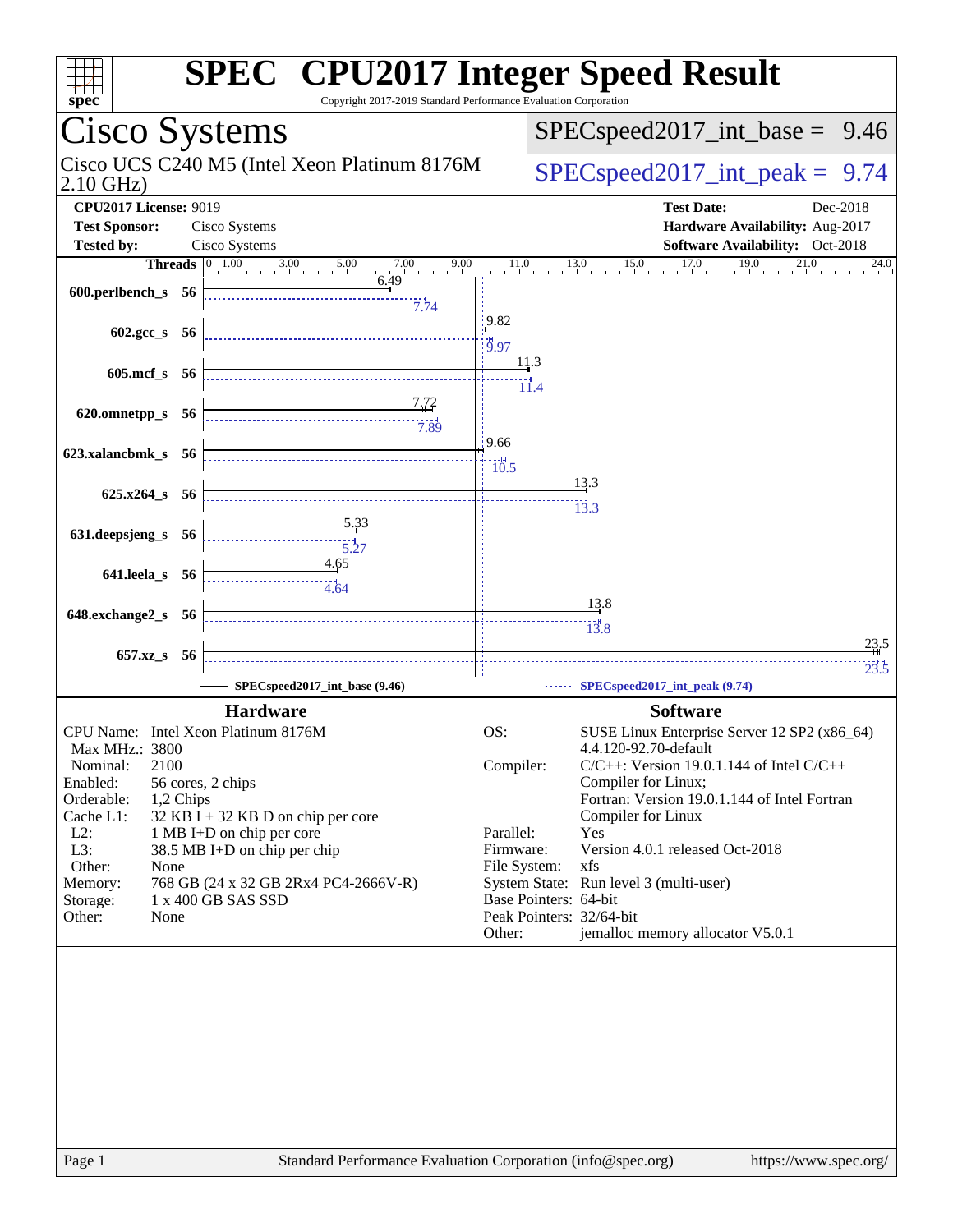# SPEC CPU2017 Integer Speed Result

Copyright 2017-2019 Standard Performance Evaluation Corporation

## Cisco Systems

Cisco UCS C240 M5 (Intel Xeon Platinum 8176M 2.10 GHz)

SPECspeed2017_int_base = 9.46

SPECspeed2017_int_peak = 9.74

**CPU2017 License:** 9019
**Test Sponsor:** Cisco Systems
**Tested by:** Cisco Systems

**Test Date:** Dec-2018
**Hardware Availability:** Aug-2017
**Software Availability:** Oct-2018

| Benchmark | Threads | Base | Peak |
|---|---|---|---|
| 600.perlbench_s | 56 | 6.49 | 7.74 |
| 602.gcc_s | 56 | 9.82 | 9.97 |
| 605.mcf_s | 56 | 11.3 | 11.4 |
| 620.omnetpp_s | 56 | 7.72 | 7.89 |
| 623.xalancbmk_s | 56 | 9.66 | 10.5 |
| 625.x264_s | 56 | 13.3 | 13.3 |
| 631.deepsjeng_s | 56 | 5.33 | 5.27 |
| 641.leela_s | 56 | 4.65 | 4.64 |
| 648.exchange2_s | 56 | 13.8 | 13.8 |
| 657.xz_s | 56 | 23.5 | 23.5 |

SPECspeed2017_int_base (9.46) — SPECspeed2017_int_peak (9.74)

### Hardware

- **CPU Name:** Intel Xeon Platinum 8176M
- **Max MHz.:** 3800
- **Nominal:** 2100
- **Enabled:** 56 cores, 2 chips
- **Orderable:** 1,2 Chips
- **Cache L1:** 32 KB I + 32 KB D on chip per core
- **L2:** 1 MB I+D on chip per core
- **L3:** 38.5 MB I+D on chip per chip
- **Other:** None
- **Memory:** 768 GB (24 x 32 GB 2Rx4 PC4-2666V-R)
- **Storage:** 1 x 400 GB SAS SSD
- **Other:** None

### Software

- **OS:** SUSE Linux Enterprise Server 12 SP2 (x86_64) 4.4.120-92.70-default
- **Compiler:** C/C++: Version 19.0.1.144 of Intel C/C++ Compiler for Linux; Fortran: Version 19.0.1.144 of Intel Fortran Compiler for Linux
- **Parallel:** Yes
- **Firmware:** Version 4.0.1 released Oct-2018
- **File System:** xfs
- **System State:** Run level 3 (multi-user)
- **Base Pointers:** 64-bit
- **Peak Pointers:** 32/64-bit
- **Other:** jemalloc memory allocator V5.0.1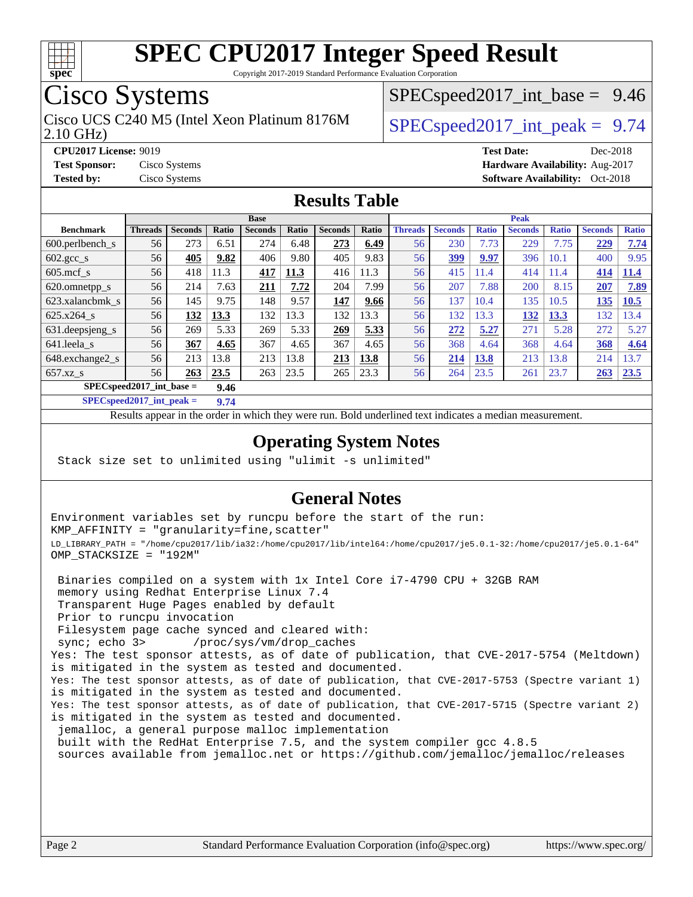# SPEC CPU2017 Integer Speed Result

Copyright 2017-2019 Standard Performance Evaluation Corporation

## Cisco Systems

Cisco UCS C240 M5 (Intel Xeon Platinum 8176M 2.10 GHz)

SPECspeed2017_int_base = 9.46

SPECspeed2017_int_peak = 9.74

**CPU2017 License:** 9019
**Test Sponsor:** Cisco Systems
**Tested by:** Cisco Systems

**Test Date:** Dec-2018
**Hardware Availability:** Aug-2017
**Software Availability:** Oct-2018

## Results Table

| Benchmark | Base | | | | | | | Peak | | | | | | |
|---|---|---|---|---|---|---|---|---|---|---|---|---|---|---|
| | Threads | Seconds | Ratio | Seconds | Ratio | Seconds | Ratio | Threads | Seconds | Ratio | Seconds | Ratio | Seconds | Ratio |
| 600.perlbench_s | 56 | 273 | 6.51 | 274 | 6.48 | **273** | **6.49** | 56 | 230 | 7.73 | 229 | 7.75 | **229** | **7.74** |
| 602.gcc_s | 56 | **405** | **9.82** | 406 | 9.80 | 405 | 9.83 | 56 | **399** | **9.97** | 396 | 10.1 | 400 | 9.95 |
| 605.mcf_s | 56 | 418 | 11.3 | **417** | **11.3** | 416 | 11.3 | 56 | 415 | 11.4 | 414 | 11.4 | **414** | **11.4** |
| 620.omnetpp_s | 56 | 214 | 7.63 | **211** | **7.72** | 204 | 7.99 | 56 | 207 | 7.88 | 200 | 8.15 | **207** | **7.89** |
| 623.xalancbmk_s | 56 | 145 | 9.75 | 148 | 9.57 | **147** | **9.66** | 56 | 137 | 10.4 | 135 | 10.5 | **135** | **10.5** |
| 625.x264_s | 56 | **132** | **13.3** | 132 | 13.3 | 132 | 13.3 | 56 | 132 | 13.3 | **132** | **13.3** | 132 | 13.4 |
| 631.deepsjeng_s | 56 | 269 | 5.33 | 269 | 5.33 | **269** | **5.33** | 56 | **272** | **5.27** | 271 | 5.28 | 272 | 5.27 |
| 641.leela_s | 56 | **367** | **4.65** | 367 | 4.65 | 367 | 4.65 | 56 | 368 | 4.64 | 368 | 4.64 | **368** | **4.64** |
| 648.exchange2_s | 56 | 213 | 13.8 | 213 | 13.8 | **213** | **13.8** | 56 | **214** | **13.8** | 213 | 13.8 | 214 | 13.7 |
| 657.xz_s | 56 | **263** | **23.5** | 263 | 23.5 | 265 | 23.3 | 56 | 264 | 23.5 | 261 | 23.7 | **263** | **23.5** |

**SPECspeed2017_int_base = 9.46**

**SPECspeed2017_int_peak = 9.74**

Results appear in the order in which they were run. Bold underlined text indicates a median measurement.

## Operating System Notes

```
Stack size set to unlimited using "ulimit -s unlimited"
```

## General Notes

```
Environment variables set by runcpu before the start of the run:
KMP_AFFINITY = "granularity=fine,scatter"
LD_LIBRARY_PATH = "/home/cpu2017/lib/ia32:/home/cpu2017/lib/intel64:/home/cpu2017/je5.0.1-32:/home/cpu2017/je5.0.1-64"
OMP_STACKSIZE = "192M"

 Binaries compiled on a system with 1x Intel Core i7-4790 CPU + 32GB RAM
 memory using Redhat Enterprise Linux 7.4
 Transparent Huge Pages enabled by default
 Prior to runcpu invocation
 Filesystem page cache synced and cleared with:
 sync; echo 3>       /proc/sys/vm/drop_caches
Yes: The test sponsor attests, as of date of publication, that CVE-2017-5754 (Meltdown)
is mitigated in the system as tested and documented.
Yes: The test sponsor attests, as of date of publication, that CVE-2017-5753 (Spectre variant 1)
is mitigated in the system as tested and documented.
Yes: The test sponsor attests, as of date of publication, that CVE-2017-5715 (Spectre variant 2)
is mitigated in the system as tested and documented.
 jemalloc, a general purpose malloc implementation
 built with the RedHat Enterprise 7.5, and the system compiler gcc 4.8.5
 sources available from jemalloc.net or https://github.com/jemalloc/jemalloc/releases
```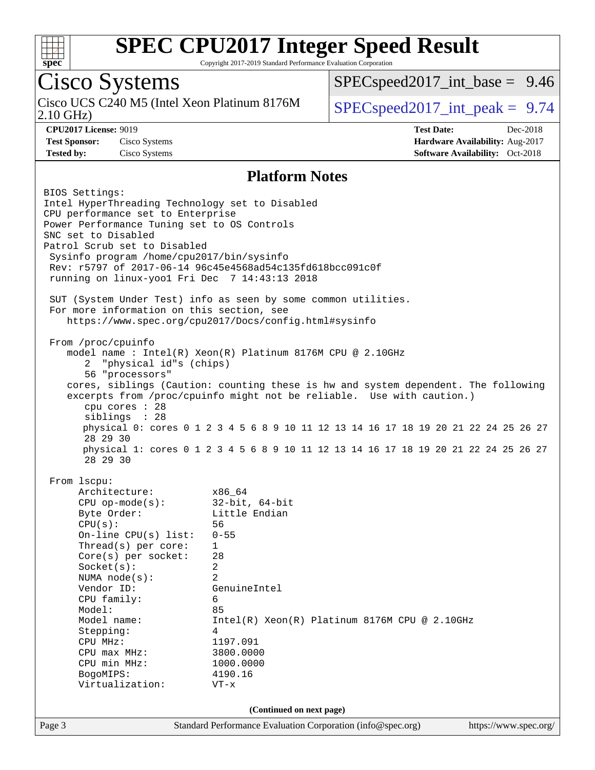# SPEC CPU2017 Integer Speed Result

Copyright 2017-2019 Standard Performance Evaluation Corporation

## Cisco Systems

Cisco UCS C240 M5 (Intel Xeon Platinum 8176M 2.10 GHz)

SPECspeed2017_int_base = 9.46

SPECspeed2017_int_peak = 9.74

| | | | |
|---|---|---|---|
| **CPU2017 License:** 9019 | | **Test Date:** | Dec-2018 |
| **Test Sponsor:** | Cisco Systems | **Hardware Availability:** | Aug-2017 |
| **Tested by:** | Cisco Systems | **Software Availability:** | Oct-2018 |

## Platform Notes

```
BIOS Settings:
Intel HyperThreading Technology set to Disabled
CPU performance set to Enterprise
Power Performance Tuning set to OS Controls
SNC set to Disabled
Patrol Scrub set to Disabled
 Sysinfo program /home/cpu2017/bin/sysinfo
 Rev: r5797 of 2017-06-14 96c45e4568ad54c135fd618bcc091c0f
 running on linux-yoo1 Fri Dec  7 14:43:13 2018

 SUT (System Under Test) info as seen by some common utilities.
 For more information on this section, see
    https://www.spec.org/cpu2017/Docs/config.html#sysinfo

 From /proc/cpuinfo
    model name : Intel(R) Xeon(R) Platinum 8176M CPU @ 2.10GHz
       2  "physical id"s (chips)
       56 "processors"
    cores, siblings (Caution: counting these is hw and system dependent. The following
    excerpts from /proc/cpuinfo might not be reliable.  Use with caution.)
       cpu cores : 28
       siblings  : 28
       physical 0: cores 0 1 2 3 4 5 6 8 9 10 11 12 13 14 16 17 18 19 20 21 22 24 25 26 27
       28 29 30
       physical 1: cores 0 1 2 3 4 5 6 8 9 10 11 12 13 14 16 17 18 19 20 21 22 24 25 26 27
       28 29 30

 From lscpu:
      Architecture:          x86_64
      CPU op-mode(s):        32-bit, 64-bit
      Byte Order:            Little Endian
      CPU(s):                56
      On-line CPU(s) list:   0-55
      Thread(s) per core:    1
      Core(s) per socket:    28
      Socket(s):             2
      NUMA node(s):          2
      Vendor ID:             GenuineIntel
      CPU family:            6
      Model:                 85
      Model name:            Intel(R) Xeon(R) Platinum 8176M CPU @ 2.10GHz
      Stepping:              4
      CPU MHz:               1197.091
      CPU max MHz:           3800.0000
      CPU min MHz:           1000.0000
      BogoMIPS:              4190.16
      Virtualization:        VT-x
```

**(Continued on next page)**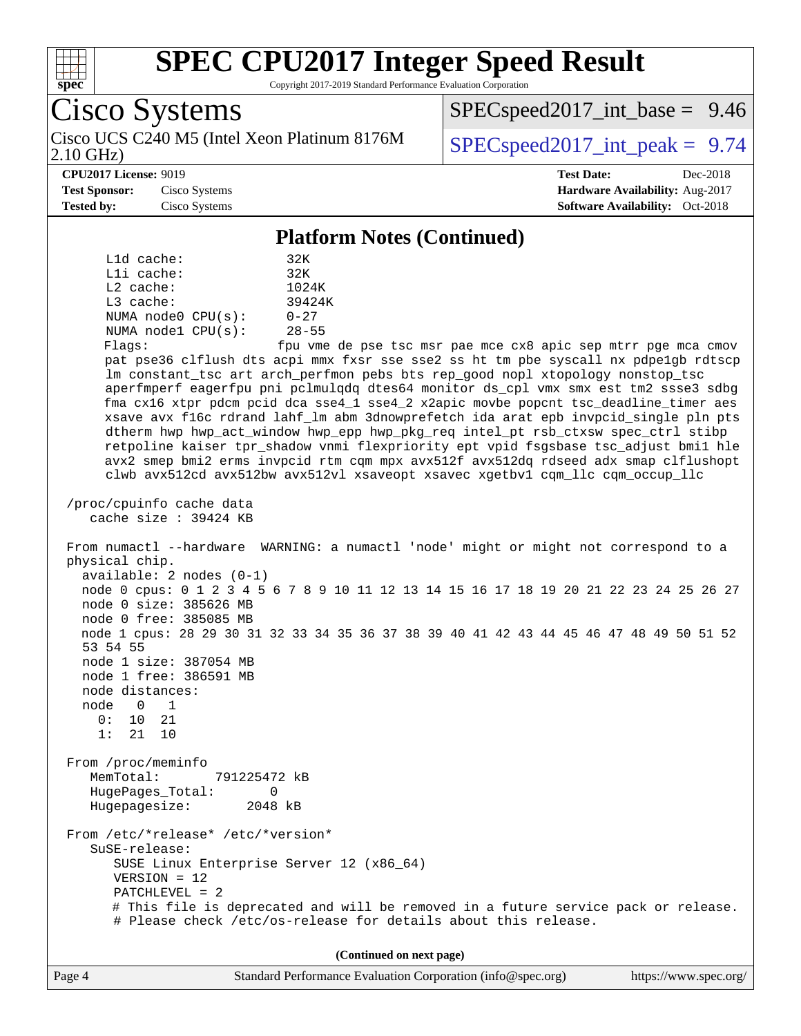# SPEC CPU2017 Integer Speed Result

Copyright 2017-2019 Standard Performance Evaluation Corporation

## Cisco Systems

Cisco UCS C240 M5 (Intel Xeon Platinum 8176M 2.10 GHz)

SPECspeed2017_int_base = 9.46

SPECspeed2017_int_peak = 9.74

**CPU2017 License:** 9019
**Test Sponsor:** Cisco Systems
**Tested by:** Cisco Systems

**Test Date:** Dec-2018
**Hardware Availability:** Aug-2017
**Software Availability:** Oct-2018

### Platform Notes (Continued)

```
     L1d cache:             32K
     L1i cache:             32K
     L2 cache:              1024K
     L3 cache:              39424K
     NUMA node0 CPU(s):     0-27
     NUMA node1 CPU(s):     28-55
     Flags:                 fpu vme de pse tsc msr pae mce cx8 apic sep mtrr pge mca cmov
     pat pse36 clflush dts acpi mmx fxsr sse sse2 ss ht tm pbe syscall nx pdpe1gb rdtscp
     lm constant_tsc art arch_perfmon pebs bts rep_good nopl xtopology nonstop_tsc
     aperfmperf eagerfpu pni pclmulqdq dtes64 monitor ds_cpl vmx smx est tm2 ssse3 sdbg
     fma cx16 xtpr pdcm pcid dca sse4_1 sse4_2 x2apic movbe popcnt tsc_deadline_timer aes
     xsave avx f16c rdrand lahf_lm abm 3dnowprefetch ida arat epb invpcid_single pln pts
     dtherm hwp hwp_act_window hwp_epp hwp_pkg_req intel_pt rsb_ctxsw spec_ctrl stibp
     retpoline kaiser tpr_shadow vnmi flexpriority ept vpid fsgsbase tsc_adjust bmi1 hle
     avx2 smep bmi2 erms invpcid rtm cqm mpx avx512f avx512dq rdseed adx smap clflushopt
     clwb avx512cd avx512bw avx512vl xsaveopt xsavec xgetbv1 cqm_llc cqm_occup_llc

 /proc/cpuinfo cache data
    cache size : 39424 KB

 From numactl --hardware  WARNING: a numactl 'node' might or might not correspond to a
 physical chip.
   available: 2 nodes (0-1)
   node 0 cpus: 0 1 2 3 4 5 6 7 8 9 10 11 12 13 14 15 16 17 18 19 20 21 22 23 24 25 26 27
   node 0 size: 385626 MB
   node 0 free: 385085 MB
   node 1 cpus: 28 29 30 31 32 33 34 35 36 37 38 39 40 41 42 43 44 45 46 47 48 49 50 51 52
   53 54 55
   node 1 size: 387054 MB
   node 1 free: 386591 MB
   node distances:
   node   0   1
     0:  10  21
     1:  21  10

 From /proc/meminfo
    MemTotal:       791225472 kB
    HugePages_Total:       0
    Hugepagesize:       2048 kB

 From /etc/*release* /etc/*version*
    SuSE-release:
       SUSE Linux Enterprise Server 12 (x86_64)
       VERSION = 12
       PATCHLEVEL = 2
       # This file is deprecated and will be removed in a future service pack or release.
       # Please check /etc/os-release for details about this release.
```

(Continued on next page)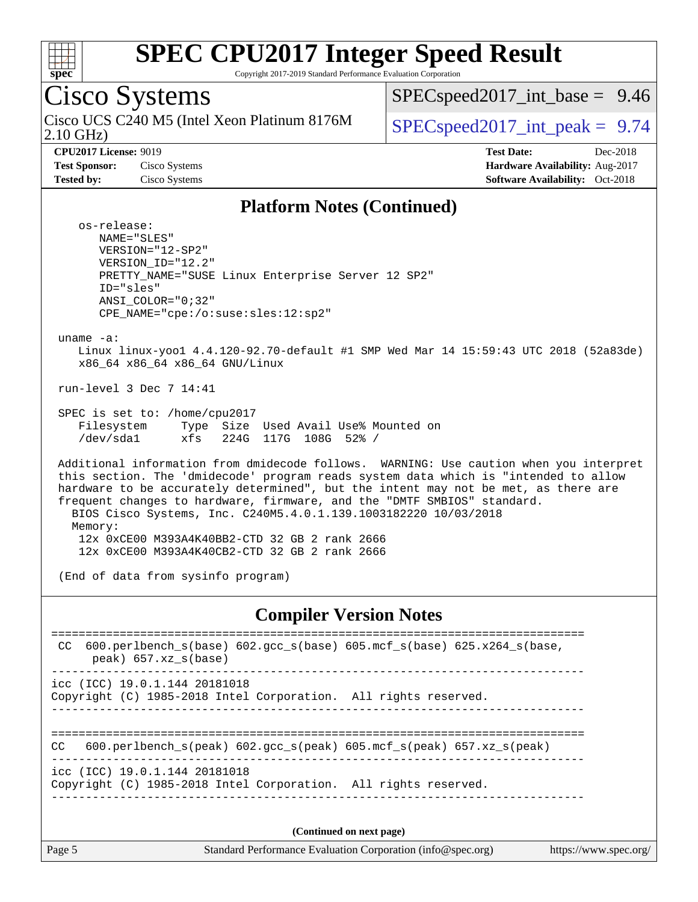## Platform Notes (Continued)

```
    os-release:
       NAME="SLES"
       VERSION="12-SP2"
       VERSION_ID="12.2"
       PRETTY_NAME="SUSE Linux Enterprise Server 12 SP2"
       ID="sles"
       ANSI_COLOR="0;32"
       CPE_NAME="cpe:/o:suse:sles:12:sp2"

 uname -a:
    Linux linux-yoo1 4.4.120-92.70-default #1 SMP Wed Mar 14 15:59:43 UTC 2018 (52a83de)
    x86_64 x86_64 x86_64 GNU/Linux

 run-level 3 Dec 7 14:41

 SPEC is set to: /home/cpu2017
    Filesystem     Type  Size  Used Avail Use% Mounted on
    /dev/sda1      xfs   224G  117G  108G  52% /

 Additional information from dmidecode follows.  WARNING: Use caution when you interpret
 this section. The 'dmidecode' program reads system data which is "intended to allow
 hardware to be accurately determined", but the intent may not be met, as there are
 frequent changes to hardware, firmware, and the "DMTF SMBIOS" standard.
   BIOS Cisco Systems, Inc. C240M5.4.0.1.139.1003182220 10/03/2018
   Memory:
     12x 0xCE00 M393A4K40BB2-CTD 32 GB 2 rank 2666
     12x 0xCE00 M393A4K40CB2-CTD 32 GB 2 rank 2666

 (End of data from sysinfo program)
```

## Compiler Version Notes

```
==============================================================================
 CC  600.perlbench_s(base) 602.gcc_s(base) 605.mcf_s(base) 625.x264_s(base,
      peak) 657.xz_s(base)
------------------------------------------------------------------------------
icc (ICC) 19.0.1.144 20181018
Copyright (C) 1985-2018 Intel Corporation.  All rights reserved.
------------------------------------------------------------------------------

==============================================================================
CC   600.perlbench_s(peak) 602.gcc_s(peak) 605.mcf_s(peak) 657.xz_s(peak)
------------------------------------------------------------------------------
icc (ICC) 19.0.1.144 20181018
Copyright (C) 1985-2018 Intel Corporation.  All rights reserved.
------------------------------------------------------------------------------
```

**(Continued on next page)**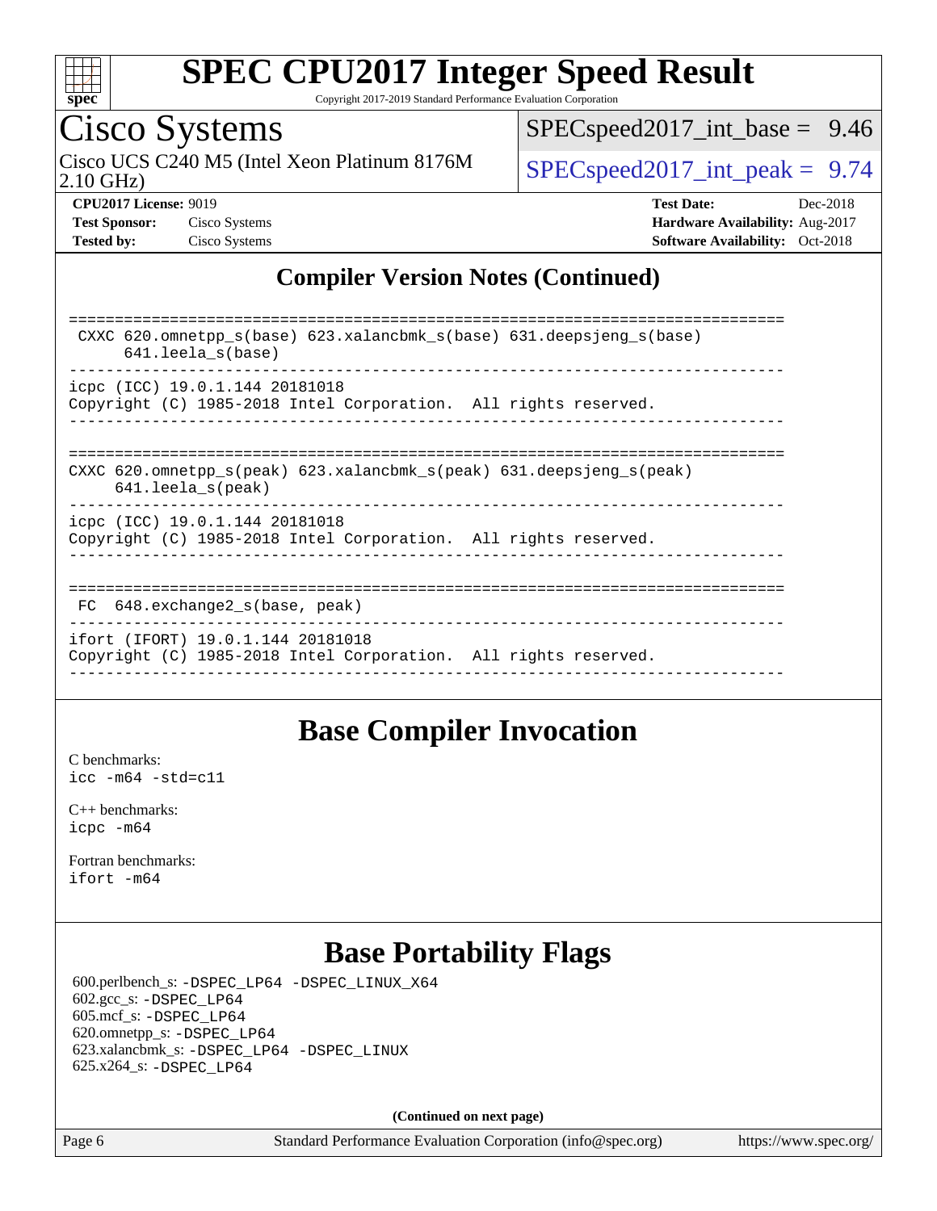## Compiler Version Notes (Continued)

```
==============================================================================
 CXXC 620.omnetpp_s(base) 623.xalancbmk_s(base) 631.deepsjeng_s(base)
      641.leela_s(base)
------------------------------------------------------------------------------
icpc (ICC) 19.0.1.144 20181018
Copyright (C) 1985-2018 Intel Corporation.  All rights reserved.
------------------------------------------------------------------------------

==============================================================================
CXXC 620.omnetpp_s(peak) 623.xalancbmk_s(peak) 631.deepsjeng_s(peak)
      641.leela_s(peak)
------------------------------------------------------------------------------
icpc (ICC) 19.0.1.144 20181018
Copyright (C) 1985-2018 Intel Corporation.  All rights reserved.
------------------------------------------------------------------------------

==============================================================================
 FC  648.exchange2_s(base, peak)
------------------------------------------------------------------------------
ifort (IFORT) 19.0.1.144 20181018
Copyright (C) 1985-2018 Intel Corporation.  All rights reserved.
------------------------------------------------------------------------------
```

## Base Compiler Invocation

C benchmarks:
`icc -m64 -std=c11`

C++ benchmarks:
`icpc -m64`

Fortran benchmarks:
`ifort -m64`

## Base Portability Flags

600.perlbench_s: `-DSPEC_LP64 -DSPEC_LINUX_X64`
602.gcc_s: `-DSPEC_LP64`
605.mcf_s: `-DSPEC_LP64`
620.omnetpp_s: `-DSPEC_LP64`
623.xalancbmk_s: `-DSPEC_LP64 -DSPEC_LINUX`
625.x264_s: `-DSPEC_LP64`

(Continued on next page)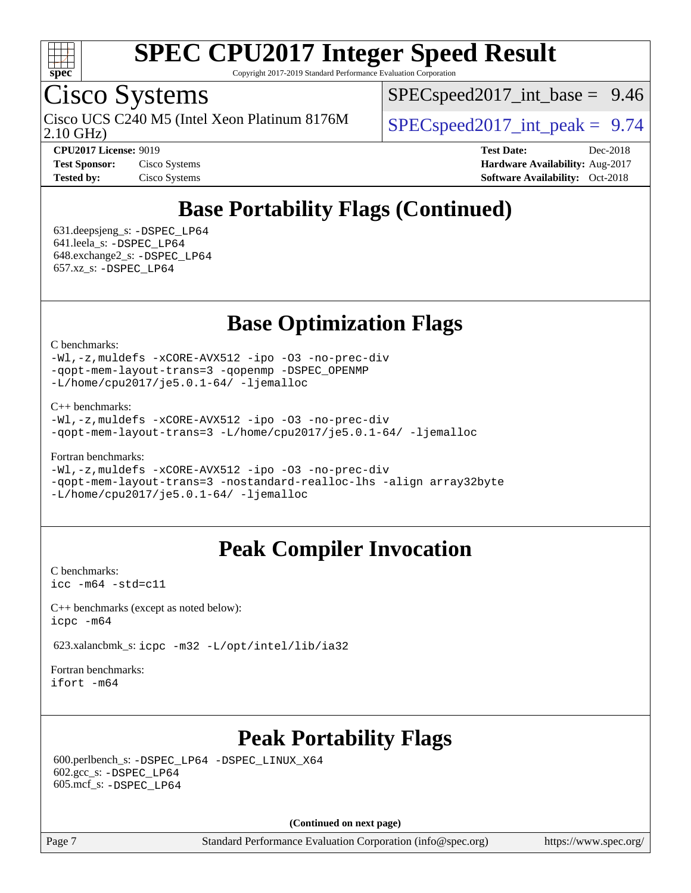# SPEC CPU2017 Integer Speed Result

Copyright 2017-2019 Standard Performance Evaluation Corporation

## Cisco Systems

Cisco UCS C240 M5 (Intel Xeon Platinum 8176M 2.10 GHz)

SPECspeed2017_int_base = 9.46

SPECspeed2017_int_peak = 9.74

**CPU2017 License:** 9019
**Test Sponsor:** Cisco Systems
**Tested by:** Cisco Systems

**Test Date:** Dec-2018
**Hardware Availability:** Aug-2017
**Software Availability:** Oct-2018

## Base Portability Flags (Continued)

631.deepsjeng_s: -DSPEC_LP64
641.leela_s: -DSPEC_LP64
648.exchange2_s: -DSPEC_LP64
657.xz_s: -DSPEC_LP64

## Base Optimization Flags

C benchmarks:
```
-Wl,-z,muldefs -xCORE-AVX512 -ipo -O3 -no-prec-div
-qopt-mem-layout-trans=3 -qopenmp -DSPEC_OPENMP
-L/home/cpu2017/je5.0.1-64/ -ljemalloc
```

C++ benchmarks:
```
-Wl,-z,muldefs -xCORE-AVX512 -ipo -O3 -no-prec-div
-qopt-mem-layout-trans=3 -L/home/cpu2017/je5.0.1-64/ -ljemalloc
```

Fortran benchmarks:
```
-Wl,-z,muldefs -xCORE-AVX512 -ipo -O3 -no-prec-div
-qopt-mem-layout-trans=3 -nostandard-realloc-lhs -align array32byte
-L/home/cpu2017/je5.0.1-64/ -ljemalloc
```

## Peak Compiler Invocation

C benchmarks:
```
icc -m64 -std=c11
```

C++ benchmarks (except as noted below):
```
icpc -m64
```

623.xalancbmk_s: `icpc -m32 -L/opt/intel/lib/ia32`

Fortran benchmarks:
```
ifort -m64
```

## Peak Portability Flags

600.perlbench_s: -DSPEC_LP64 -DSPEC_LINUX_X64
602.gcc_s: -DSPEC_LP64
605.mcf_s: -DSPEC_LP64

**(Continued on next page)**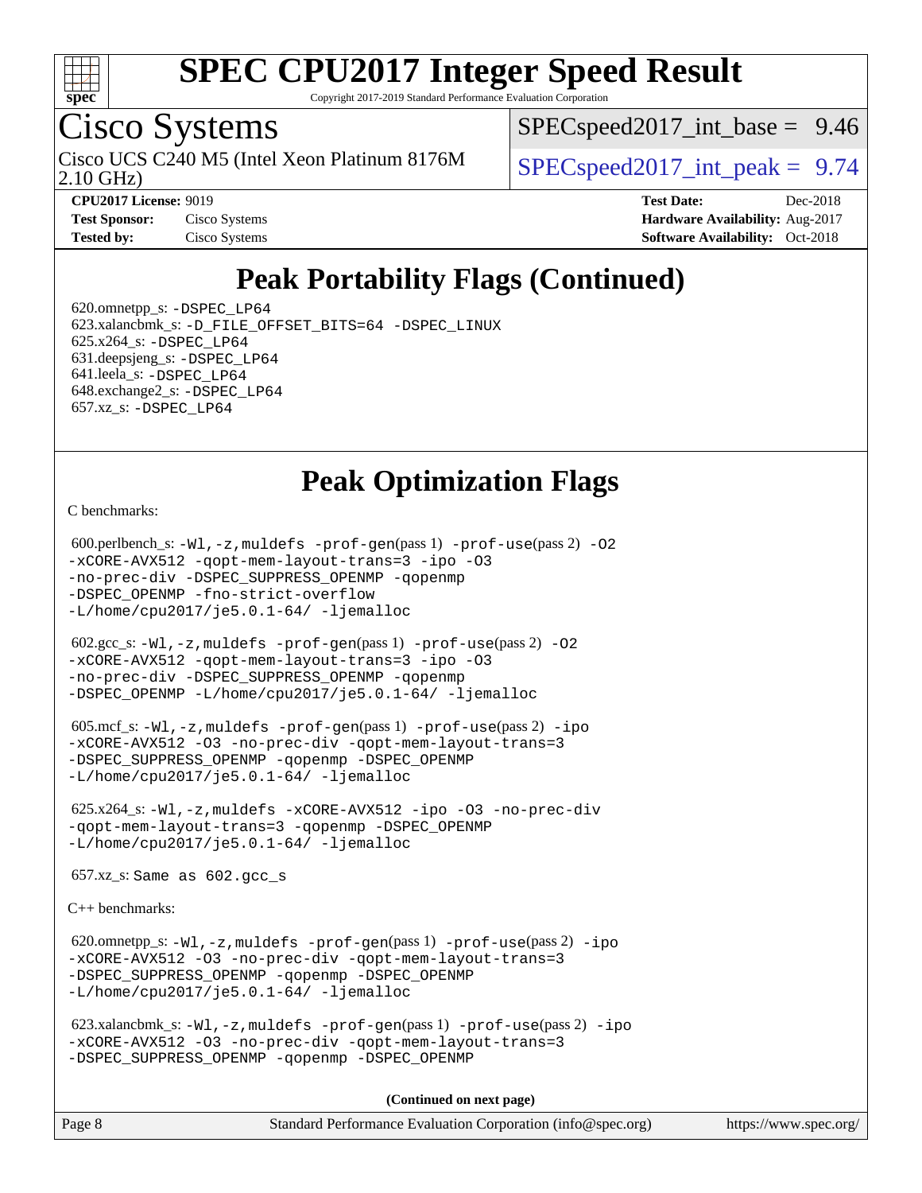# Peak Portability Flags (Continued)

620.omnetpp_s: -DSPEC_LP64
623.xalancbmk_s: -D_FILE_OFFSET_BITS=64 -DSPEC_LINUX
625.x264_s: -DSPEC_LP64
631.deepsjeng_s: -DSPEC_LP64
641.leela_s: -DSPEC_LP64
648.exchange2_s: -DSPEC_LP64
657.xz_s: -DSPEC_LP64

# Peak Optimization Flags

C benchmarks:

600.perlbench_s: -Wl,-z,muldefs -prof-gen(pass 1) -prof-use(pass 2) -O2 -xCORE-AVX512 -qopt-mem-layout-trans=3 -ipo -O3 -no-prec-div -DSPEC_SUPPRESS_OPENMP -qopenmp -DSPEC_OPENMP -fno-strict-overflow -L/home/cpu2017/je5.0.1-64/ -ljemalloc

602.gcc_s: -Wl,-z,muldefs -prof-gen(pass 1) -prof-use(pass 2) -O2 -xCORE-AVX512 -qopt-mem-layout-trans=3 -ipo -O3 -no-prec-div -DSPEC_SUPPRESS_OPENMP -qopenmp -DSPEC_OPENMP -L/home/cpu2017/je5.0.1-64/ -ljemalloc

605.mcf_s: -Wl,-z,muldefs -prof-gen(pass 1) -prof-use(pass 2) -ipo -xCORE-AVX512 -O3 -no-prec-div -qopt-mem-layout-trans=3 -DSPEC_SUPPRESS_OPENMP -qopenmp -DSPEC_OPENMP -L/home/cpu2017/je5.0.1-64/ -ljemalloc

625.x264_s: -Wl,-z,muldefs -xCORE-AVX512 -ipo -O3 -no-prec-div -qopt-mem-layout-trans=3 -qopenmp -DSPEC_OPENMP -L/home/cpu2017/je5.0.1-64/ -ljemalloc

657.xz_s: Same as 602.gcc_s

C++ benchmarks:

620.omnetpp_s: -Wl,-z,muldefs -prof-gen(pass 1) -prof-use(pass 2) -ipo -xCORE-AVX512 -O3 -no-prec-div -qopt-mem-layout-trans=3 -DSPEC_SUPPRESS_OPENMP -qopenmp -DSPEC_OPENMP -L/home/cpu2017/je5.0.1-64/ -ljemalloc

623.xalancbmk_s: -Wl,-z,muldefs -prof-gen(pass 1) -prof-use(pass 2) -ipo -xCORE-AVX512 -O3 -no-prec-div -qopt-mem-layout-trans=3 -DSPEC_SUPPRESS_OPENMP -qopenmp -DSPEC_OPENMP

**(Continued on next page)**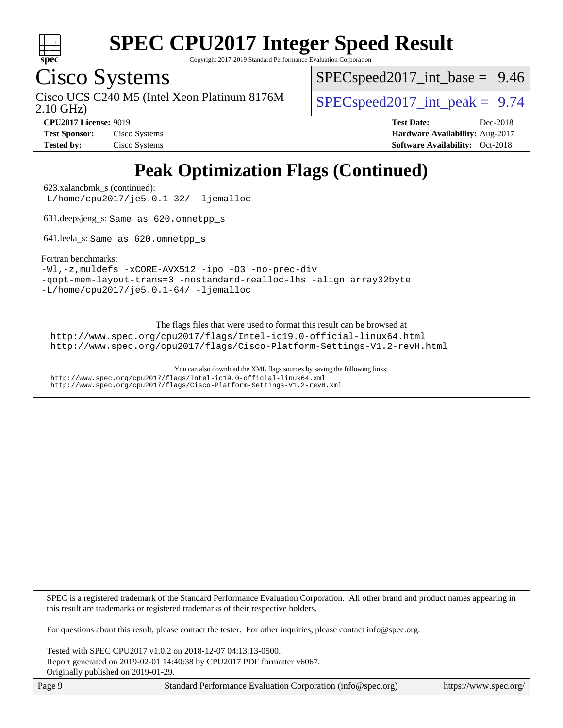# Peak Optimization Flags (Continued)

623.xalancbmk_s (continued):
-L/home/cpu2017/je5.0.1-32/ -ljemalloc

631.deepsjeng_s: Same as 620.omnetpp_s

641.leela_s: Same as 620.omnetpp_s

Fortran benchmarks:
-Wl,-z,muldefs -xCORE-AVX512 -ipo -O3 -no-prec-div
-qopt-mem-layout-trans=3 -nostandard-realloc-lhs -align array32byte
-L/home/cpu2017/je5.0.1-64/ -ljemalloc

The flags files that were used to format this result can be browsed at
http://www.spec.org/cpu2017/flags/Intel-ic19.0-official-linux64.html
http://www.spec.org/cpu2017/flags/Cisco-Platform-Settings-V1.2-revH.html

You can also download the XML flags sources by saving the following links:
http://www.spec.org/cpu2017/flags/Intel-ic19.0-official-linux64.xml
http://www.spec.org/cpu2017/flags/Cisco-Platform-Settings-V1.2-revH.xml

SPEC is a registered trademark of the Standard Performance Evaluation Corporation. All other brand and product names appearing in this result are trademarks or registered trademarks of their respective holders.

For questions about this result, please contact the tester. For other inquiries, please contact info@spec.org.

Tested with SPEC CPU2017 v1.0.2 on 2018-12-07 04:13:13-0500.
Report generated on 2019-02-01 14:40:38 by CPU2017 PDF formatter v6067.
Originally published on 2019-01-29.